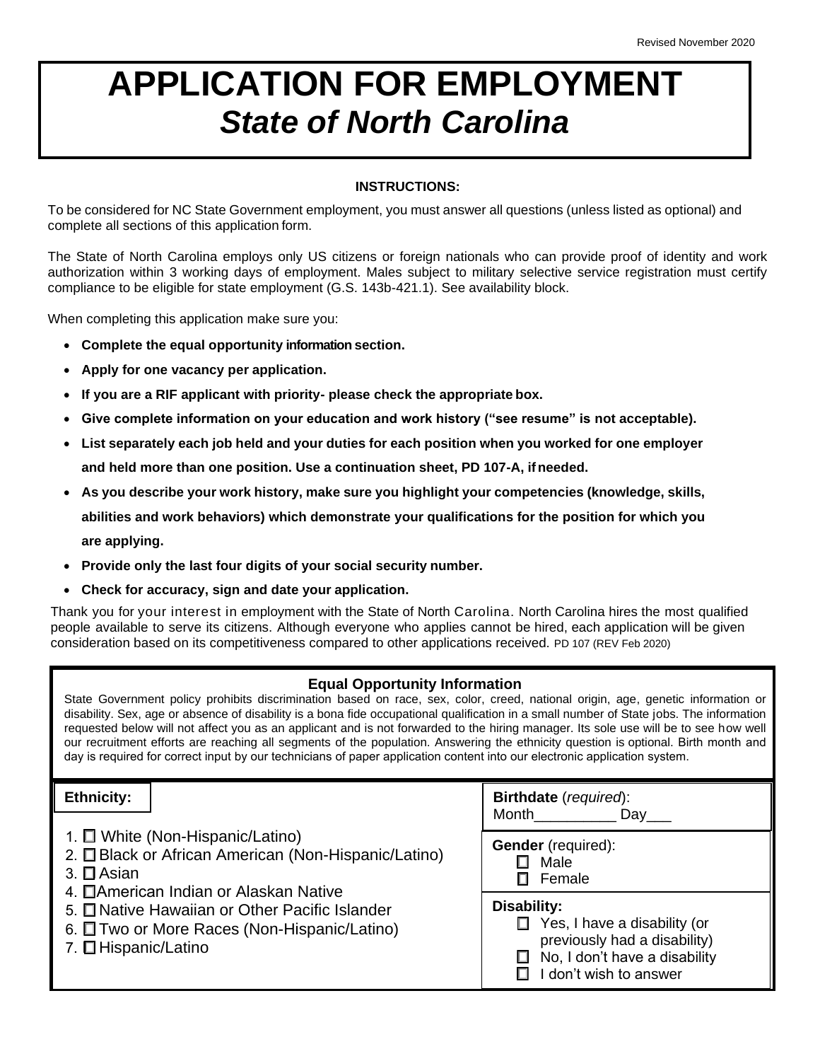Revised November 2020

# APPLICATION FOR EMPLOYMENT
## *State of North Carolina*

**INSTRUCTIONS:**

To be considered for NC State Government employment, you must answer all questions (unless listed as optional) and complete all sections of this application form.

The State of North Carolina employs only US citizens or foreign nationals who can provide proof of identity and work authorization within 3 working days of employment. Males subject to military selective service registration must certify compliance to be eligible for state employment (G.S. 143b-421.1). See availability block.

When completing this application make sure you:

- **Complete the equal opportunity information section.**
- **Apply for one vacancy per application.**
- **If you are a RIF applicant with priority- please check the appropriate box.**
- **Give complete information on your education and work history ("see resume" is not acceptable).**
- **List separately each job held and your duties for each position when you worked for one employer and held more than one position. Use a continuation sheet, PD 107-A, if needed.**
- **As you describe your work history, make sure you highlight your competencies (knowledge, skills, abilities and work behaviors) which demonstrate your qualifications for the position for which you are applying.**
- **Provide only the last four digits of your social security number.**
- **Check for accuracy, sign and date your application.**

Thank you for your interest in employment with the State of North Carolina. North Carolina hires the most qualified people available to serve its citizens. Although everyone who applies cannot be hired, each application will be given consideration based on its competitiveness compared to other applications received. PD 107 (REV Feb 2020)

### Equal Opportunity Information

State Government policy prohibits discrimination based on race, sex, color, creed, national origin, age, genetic information or disability. Sex, age or absence of disability is a bona fide occupational qualification in a small number of State jobs. The information requested below will not affect you as an applicant and is not forwarded to the hiring manager. Its sole use will be to see how well our recruitment efforts are reaching all segments of the population. Answering the ethnicity question is optional. Birth month and day is required for correct input by our technicians of paper application content into our electronic application system.

**Ethnicity:**

1. ☐ White (Non-Hispanic/Latino)
2. ☐ Black or African American (Non-Hispanic/Latino)
3. ☐ Asian
4. ☐ American Indian or Alaskan Native
5. ☐ Native Hawaiian or Other Pacific Islander
6. ☐ Two or More Races (Non-Hispanic/Latino)
7. ☐ Hispanic/Latino

**Birthdate** (*required*):
Month__________ Day___

**Gender** (required):
- ☐ Male
- ☐ Female

**Disability:**
- ☐ Yes, I have a disability (or previously had a disability)
- ☐ No, I don't have a disability
- ☐ I don't wish to answer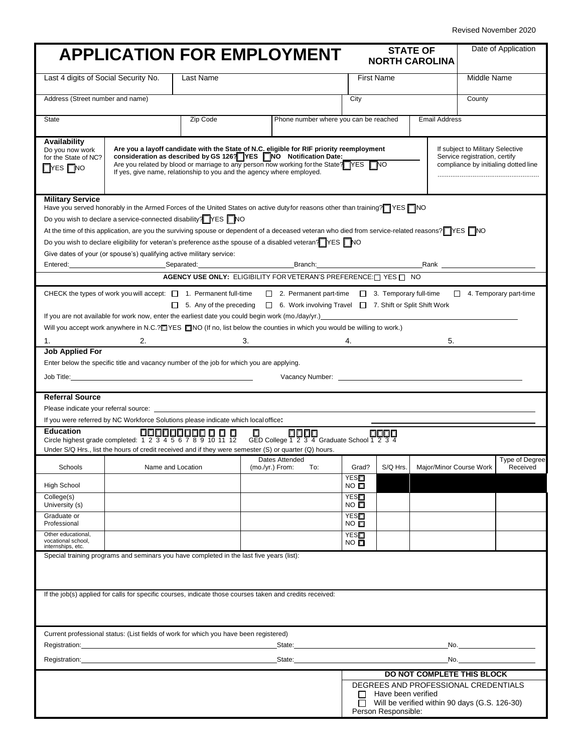Revised November 2020

# APPLICATION FOR EMPLOYMENT

**STATE OF NORTH CAROLINA**

Date of Application

| Last 4 digits of Social Security No. | Last Name | First Name | Middle Name |
|---|---|---|---|
| | | | |

| Address (Street number and name) | City | County |
|---|---|---|
| | | |

| State | Zip Code | Phone number where you can be reached | Email Address |
|---|---|---|---|
| | | | |

**Availability**

Do you now work for the State of NC? ☐ YES ☐ NO

**Are you a layoff candidate with the State of N.C. eligible for RIF priority reemployment consideration as described by GS 126?** ☐ **YES** ☐ **NO Notification Date:** ______

Are you related by blood or marriage to any person now working for the State? ☐ YES ☐ NO

If yes, give name, relationship to you and the agency where employed.

If subject to Military Selective Service registration, certify compliance by initialing dotted line ..................................................

**Military Service**

Have you served honorably in the Armed Forces of the United States on active duty for reasons other than training? ☐ YES ☐ NO

Do you wish to declare a service-connected disability? ☐ YES ☐ NO

At the time of this application, are you the surviving spouse or dependent of a deceased veteran who died from service-related reasons? ☐ YES ☐ NO

Do you wish to declare eligibility for veteran's preference as the spouse of a disabled veteran? ☐ YES ☐ NO

Give dates of your (or spouse's) qualifying active military service:

Entered: ______ Separated: ______ Branch: ______ Rank ______

**AGENCY USE ONLY:** ELIGIBILITY FOR VETERAN'S PREFERENCE: ☐ YES ☐ NO

CHECK the types of work you will accept: ☐ 1. Permanent full-time ☐ 2. Permanent part-time ☐ 3. Temporary full-time ☐ 4. Temporary part-time ☐ 5. Any of the preceding ☐ 6. Work involving Travel ☐ 7. Shift or Split Shift Work

If you are not available for work now, enter the earliest date you could begin work (mo./day/yr.) ______

Will you accept work anywhere in N.C.? ☐ YES ☐ NO (If no, list below the counties in which you would be willing to work.)

1. 2. 3. 4. 5.

**Job Applied For**

Enter below the specific title and vacancy number of the job for which you are applying.

Job Title: ______ Vacancy Number: ______

**Referral Source**

Please indicate your referral source: ______

If you were referred by NC Workforce Solutions please indicate which local office**:** ______

**Education**

Circle highest grade completed: 1 2 3 4 5 6 7 8 9 10 11 12 GED College 1 2 3 4 Graduate School 1 2 3 4

Under S/Q Hrs., list the hours of credit received and if they were semester (S) or quarter (Q) hours.

| Schools | Name and Location | Dates Attended (mo./yr.) From: To: | Grad? | S/Q Hrs. | Major/Minor Course Work | Type of Degree Received |
|---|---|---|---|---|---|---|
| High School | | | YES ☐ NO ☐ | | | |
| College(s) University (s) | | | YES ☐ NO ☐ | | | |
| Graduate or Professional | | | YES ☐ NO ☐ | | | |
| Other educational, vocational school, internships, etc. | | | YES ☐ NO ☐ | | | |

Special training programs and seminars you have completed in the last five years (list):

If the job(s) applied for calls for specific courses, indicate those courses taken and credits received:

Current professional status: (List fields of work for which you have been registered)

Registration: ______ State: ______ No. ______

Registration: ______ State: ______ No. ______

**DO NOT COMPLETE THIS BLOCK**

DEGREES AND PROFESSIONAL CREDENTIALS

☐ Have been verified

☐ Will be verified within 90 days (G.S. 126-30)

Person Responsible: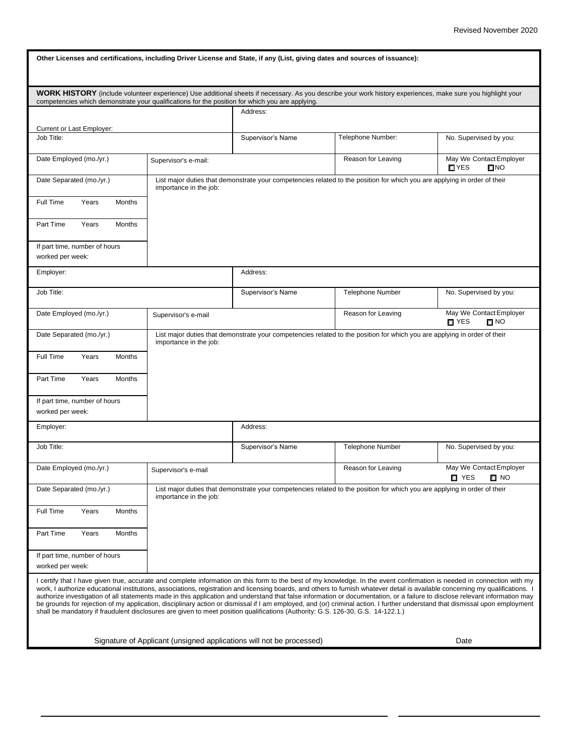Revised November 2020

**Other Licenses and certifications, including Driver License and State, if any (List, giving dates and sources of issuance):**

**WORK HISTORY** (include volunteer experience) Use additional sheets if necessary. As you describe your work history experiences, make sure you highlight your competencies which demonstrate your qualifications for the position for which you are applying.

| | | | | |
|---|---|---|---|---|
| Current or Last Employer: | | Address: | | |
| Job Title: | | Supervisor's Name | Telephone Number: | No. Supervised by you: |
| Date Employed (mo./yr.) | Supervisor's e-mail: | | Reason for Leaving | May We Contact Employer ☐ YES ☐ NO |
| Date Separated (mo./yr.) | List major duties that demonstrate your competencies related to the position for which you are applying in order of their importance in the job: | | | |
| Full Time Years Months | | | | |
| Part Time Years Months | | | | |
| If part time, number of hours worked per week: | | | | |

| | | | | |
|---|---|---|---|---|
| Employer: | | Address: | | |
| Job Title: | | Supervisor's Name | Telephone Number | No. Supervised by you: |
| Date Employed (mo./yr.) | Supervisor's e-mail | | Reason for Leaving | May We Contact Employer ☐ YES ☐ NO |
| Date Separated (mo./yr.) | List major duties that demonstrate your competencies related to the position for which you are applying in order of their importance in the job: | | | |
| Full Time Years Months | | | | |
| Part Time Years Months | | | | |
| If part time, number of hours worked per week: | | | | |

| | | | | |
|---|---|---|---|---|
| Employer: | | Address: | | |
| Job Title: | | Supervisor's Name | Telephone Number | No. Supervised by you: |
| Date Employed (mo./yr.) | Supervisor's e-mail | | Reason for Leaving | May We Contact Employer ☐ YES ☐ NO |
| Date Separated (mo./yr.) | List major duties that demonstrate your competencies related to the position for which you are applying in order of their importance in the job: | | | |
| Full Time Years Months | | | | |
| Part Time Years Months | | | | |
| If part time, number of hours worked per week: | | | | |

I certify that I have given true, accurate and complete information on this form to the best of my knowledge. In the event confirmation is needed in connection with my work, I authorize educational institutions, associations, registration and licensing boards, and others to furnish whatever detail is available concerning my qualifications. I authorize investigation of all statements made in this application and understand that false information or documentation, or a failure to disclose relevant information may be grounds for rejection of my application, disciplinary action or dismissal if I am employed, and (or) criminal action. I further understand that dismissal upon employment shall be mandatory if fraudulent disclosures are given to meet position qualifications (Authority: G.S. 126-30, G.S. 14-122.1.)

Signature of Applicant (unsigned applications will not be processed) Date